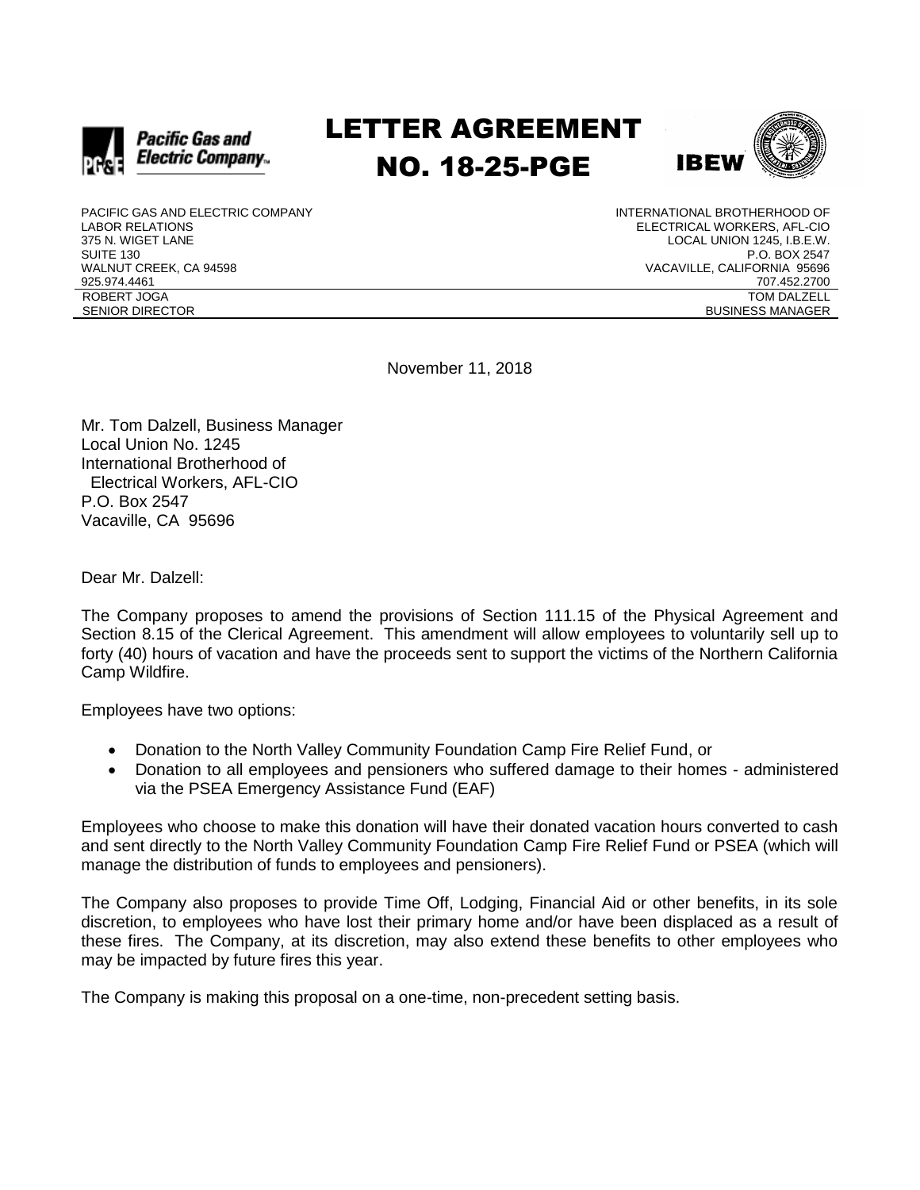Pacific Gas and Electric Company

# LETTER AGREEMENT
# NO. 18-25-PGE

IBEW

| | |
|---|---|
| PACIFIC GAS AND ELECTRIC COMPANY | INTERNATIONAL BROTHERHOOD OF |
| LABOR RELATIONS | ELECTRICAL WORKERS, AFL-CIO |
| 375 N. WIGET LANE | LOCAL UNION 1245, I.B.E.W. |
| SUITE 130 | P.O. BOX 2547 |
| WALNUT CREEK, CA 94598 | VACAVILLE, CALIFORNIA 95696 |
| 925.974.4461 | 707.452.2700 |
| ROBERT JOGA | TOM DALZELL |
| SENIOR DIRECTOR | BUSINESS MANAGER |

November 11, 2018

Mr. Tom Dalzell, Business Manager
Local Union No. 1245
International Brotherhood of
Electrical Workers, AFL-CIO
P.O. Box 2547
Vacaville, CA 95696

Dear Mr. Dalzell:

The Company proposes to amend the provisions of Section 111.15 of the Physical Agreement and Section 8.15 of the Clerical Agreement. This amendment will allow employees to voluntarily sell up to forty (40) hours of vacation and have the proceeds sent to support the victims of the Northern California Camp Wildfire.

Employees have two options:

- Donation to the North Valley Community Foundation Camp Fire Relief Fund, or
- Donation to all employees and pensioners who suffered damage to their homes - administered via the PSEA Emergency Assistance Fund (EAF)

Employees who choose to make this donation will have their donated vacation hours converted to cash and sent directly to the North Valley Community Foundation Camp Fire Relief Fund or PSEA (which will manage the distribution of funds to employees and pensioners).

The Company also proposes to provide Time Off, Lodging, Financial Aid or other benefits, in its sole discretion, to employees who have lost their primary home and/or have been displaced as a result of these fires. The Company, at its discretion, may also extend these benefits to other employees who may be impacted by future fires this year.

The Company is making this proposal on a one-time, non-precedent setting basis.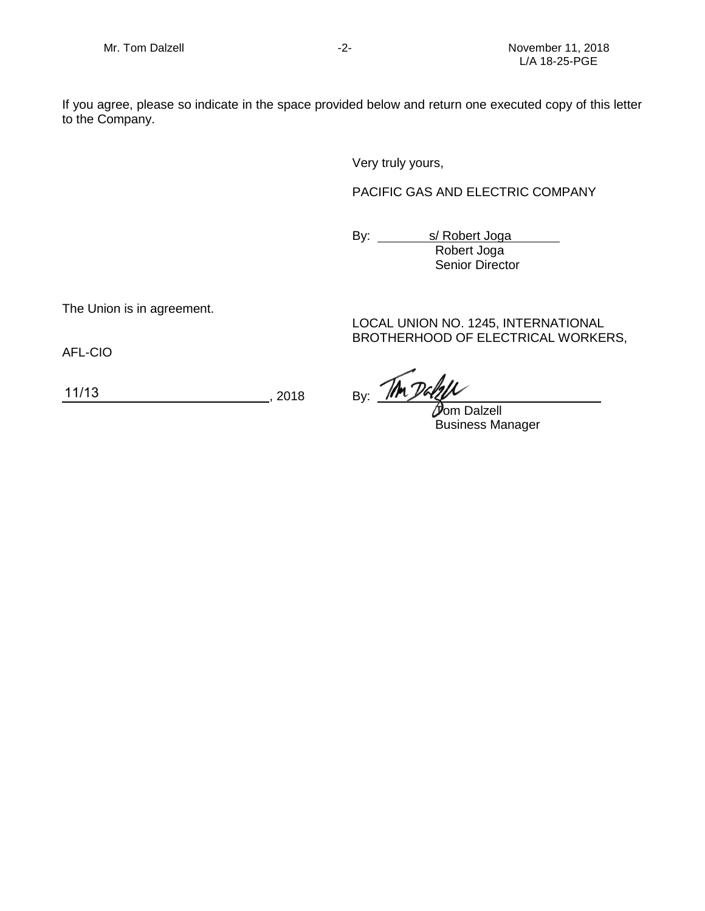If you agree, please so indicate in the space provided below and return one executed copy of this letter to the Company.

Very truly yours,

PACIFIC GAS AND ELECTRIC COMPANY

By: s/ Robert Joga
Robert Joga
Senior Director

The Union is in agreement.

LOCAL UNION NO. 1245, INTERNATIONAL BROTHERHOOD OF ELECTRICAL WORKERS, AFL-CIO

11/13, 2018

By: Tom Dalzell
Tom Dalzell
Business Manager